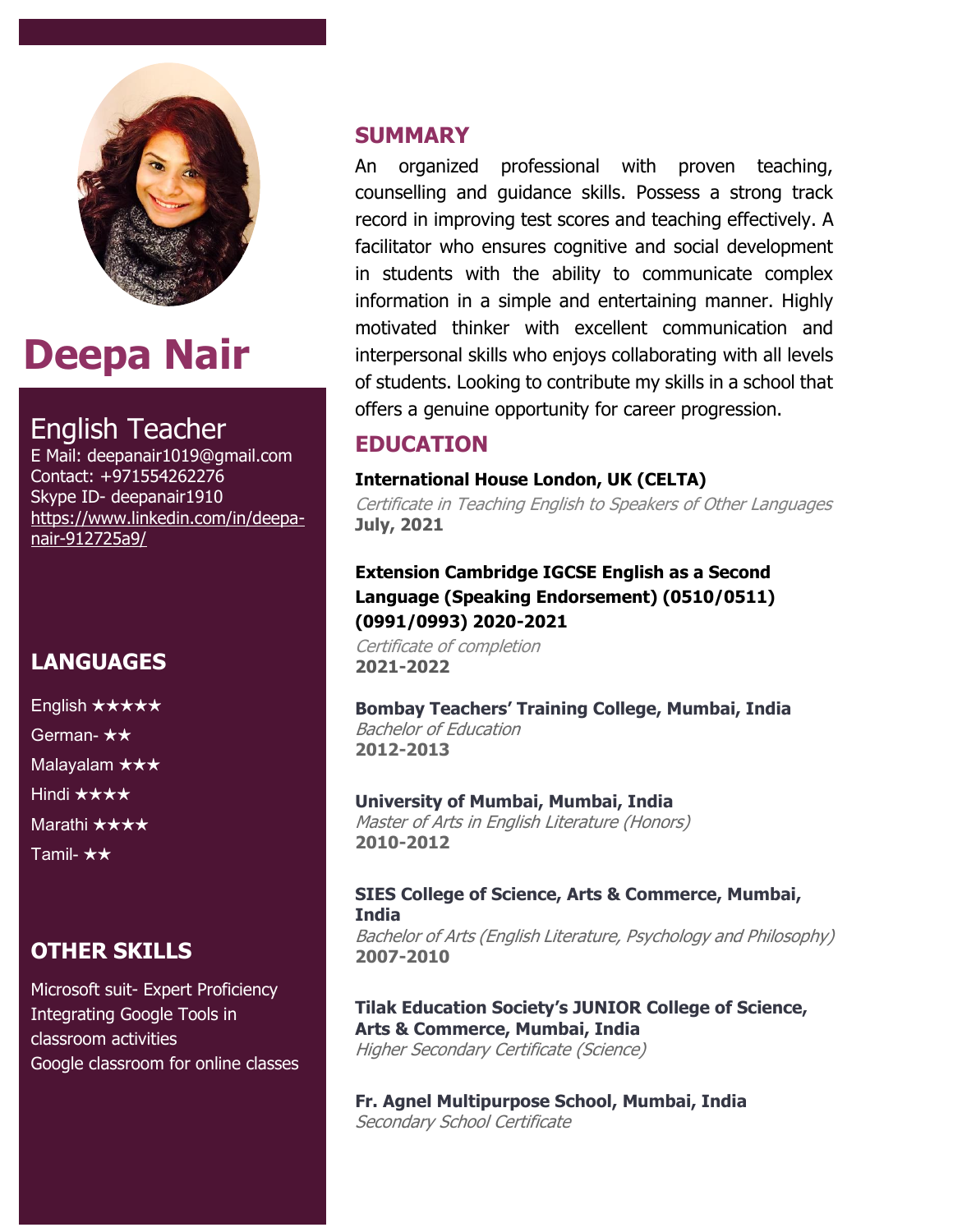# Deepa Nair

## English Teacher

E Mail: deepanair1019@gmail.com
Contact: +971554262276
Skype ID- deepanair1910
https://www.linkedin.com/in/deepa-nair-912725a9/

## LANGUAGES

English ★★★★★
German- ★★
Malayalam ★★★
Hindi ★★★★
Marathi ★★★★
Tamil- ★★

## OTHER SKILLS

Microsoft suit- Expert Proficiency
Integrating Google Tools in classroom activities
Google classroom for online classes

## SUMMARY

An organized professional with proven teaching, counselling and guidance skills. Possess a strong track record in improving test scores and teaching effectively. A facilitator who ensures cognitive and social development in students with the ability to communicate complex information in a simple and entertaining manner. Highly motivated thinker with excellent communication and interpersonal skills who enjoys collaborating with all levels of students. Looking to contribute my skills in a school that offers a genuine opportunity for career progression.

## EDUCATION

**International House London, UK (CELTA)**
*Certificate in Teaching English to Speakers of Other Languages*
**July, 2021**

**Extension Cambridge IGCSE English as a Second Language (Speaking Endorsement) (0510/0511) (0991/0993) 2020-2021**
*Certificate of completion*
**2021-2022**

**Bombay Teachers' Training College, Mumbai, India**
*Bachelor of Education*
**2012-2013**

**University of Mumbai, Mumbai, India**
*Master of Arts in English Literature (Honors)*
**2010-2012**

**SIES College of Science, Arts & Commerce, Mumbai, India**
*Bachelor of Arts (English Literature, Psychology and Philosophy)*
**2007-2010**

**Tilak Education Society's JUNIOR College of Science, Arts & Commerce, Mumbai, India**
*Higher Secondary Certificate (Science)*

**Fr. Agnel Multipurpose School, Mumbai, India**
*Secondary School Certificate*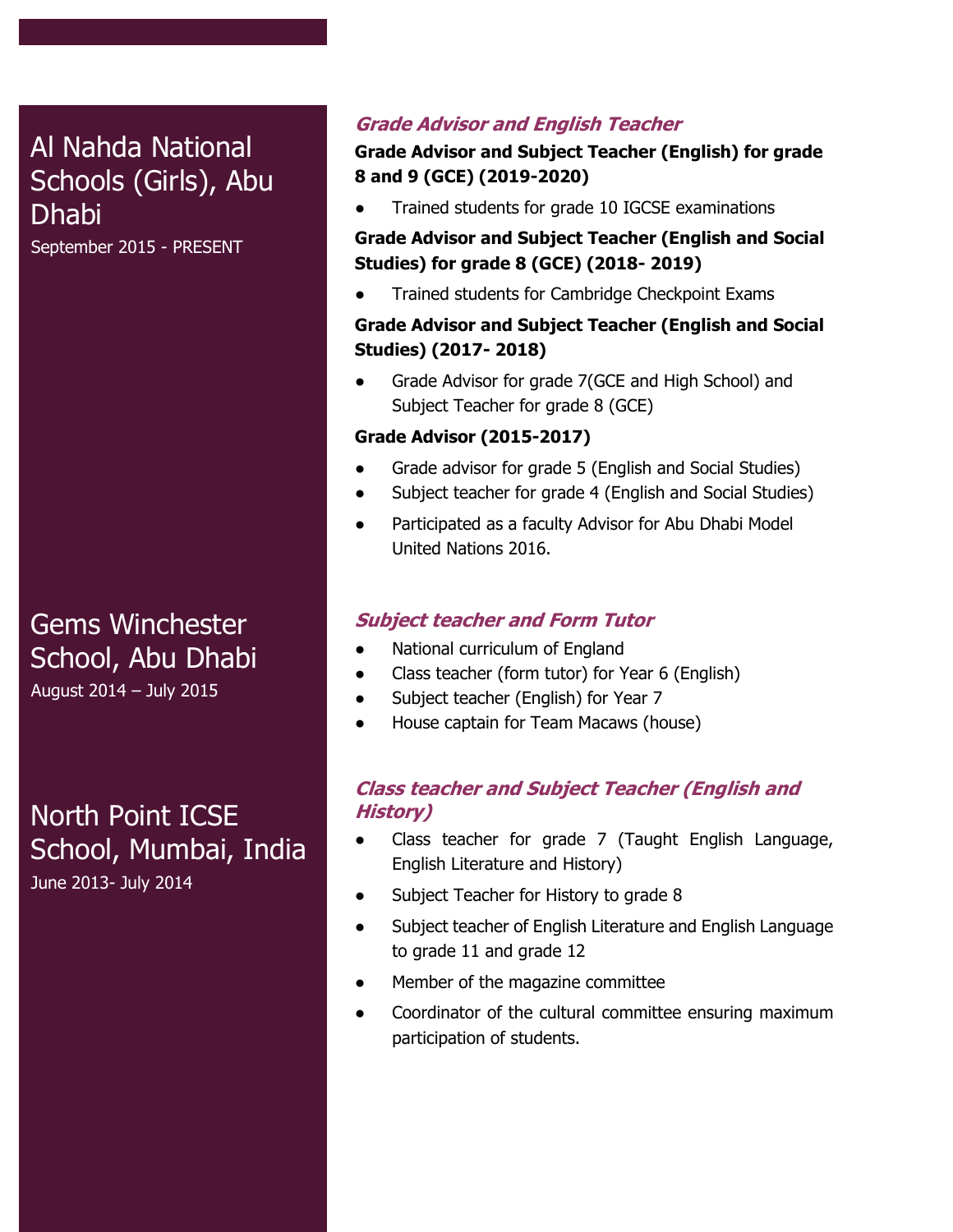### Al Nahda National Schools (Girls), Abu Dhabi

September 2015 - PRESENT

***Grade Advisor and English Teacher***

**Grade Advisor and Subject Teacher (English) for grade 8 and 9 (GCE) (2019-2020)**

- Trained students for grade 10 IGCSE examinations

**Grade Advisor and Subject Teacher (English and Social Studies) for grade 8 (GCE) (2018- 2019)**

- Trained students for Cambridge Checkpoint Exams

**Grade Advisor and Subject Teacher (English and Social Studies) (2017- 2018)**

- Grade Advisor for grade 7(GCE and High School) and Subject Teacher for grade 8 (GCE)

**Grade Advisor (2015-2017)**

- Grade advisor for grade 5 (English and Social Studies)
- Subject teacher for grade 4 (English and Social Studies)
- Participated as a faculty Advisor for Abu Dhabi Model United Nations 2016.

### Gems Winchester School, Abu Dhabi

August 2014 – July 2015

***Subject teacher and Form Tutor***

- National curriculum of England
- Class teacher (form tutor) for Year 6 (English)
- Subject teacher (English) for Year 7
- House captain for Team Macaws (house)

### North Point ICSE School, Mumbai, India

June 2013- July 2014

***Class teacher and Subject Teacher (English and History)***

- Class teacher for grade 7 (Taught English Language, English Literature and History)
- Subject Teacher for History to grade 8
- Subject teacher of English Literature and English Language to grade 11 and grade 12
- Member of the magazine committee
- Coordinator of the cultural committee ensuring maximum participation of students.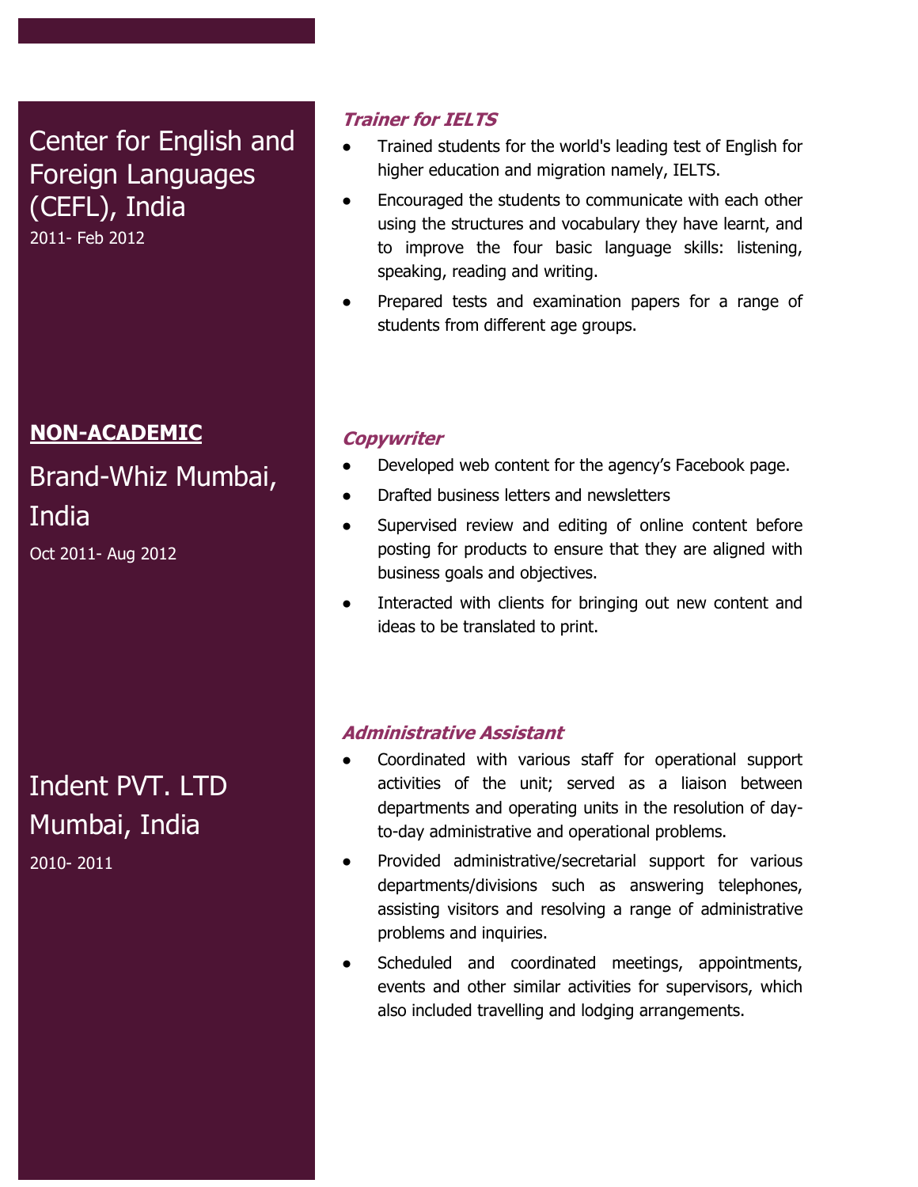### Center for English and Foreign Languages (CEFL), India

2011- Feb 2012

***Trainer for IELTS***

- Trained students for the world's leading test of English for higher education and migration namely, IELTS.
- Encouraged the students to communicate with each other using the structures and vocabulary they have learnt, and to improve the four basic language skills: listening, speaking, reading and writing.
- Prepared tests and examination papers for a range of students from different age groups.

## NON-ACADEMIC

### Brand-Whiz Mumbai, India

Oct 2011- Aug 2012

***Copywriter***

- Developed web content for the agency's Facebook page.
- Drafted business letters and newsletters
- Supervised review and editing of online content before posting for products to ensure that they are aligned with business goals and objectives.
- Interacted with clients for bringing out new content and ideas to be translated to print.

### Indent PVT. LTD Mumbai, India

2010- 2011

***Administrative Assistant***

- Coordinated with various staff for operational support activities of the unit; served as a liaison between departments and operating units in the resolution of day-to-day administrative and operational problems.
- Provided administrative/secretarial support for various departments/divisions such as answering telephones, assisting visitors and resolving a range of administrative problems and inquiries.
- Scheduled and coordinated meetings, appointments, events and other similar activities for supervisors, which also included travelling and lodging arrangements.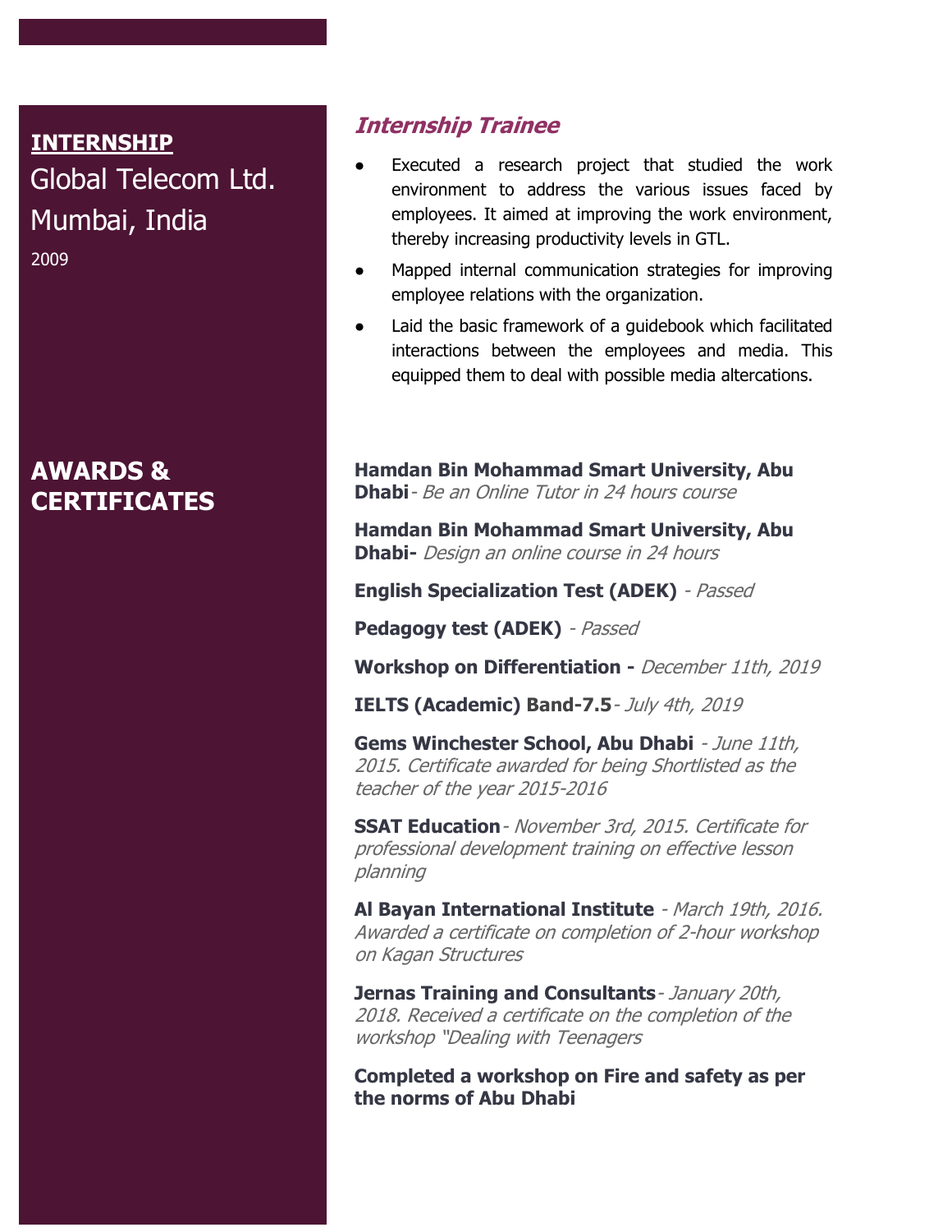## INTERNSHIP

Global Telecom Ltd.
Mumbai, India
2009

### *Internship Trainee*

- Executed a research project that studied the work environment to address the various issues faced by employees. It aimed at improving the work environment, thereby increasing productivity levels in GTL.
- Mapped internal communication strategies for improving employee relations with the organization.
- Laid the basic framework of a guidebook which facilitated interactions between the employees and media. This equipped them to deal with possible media altercations.

## AWARDS & CERTIFICATES

**Hamdan Bin Mohammad Smart University, Abu Dhabi**- *Be an Online Tutor in 24 hours course*

**Hamdan Bin Mohammad Smart University, Abu Dhabi-** *Design an online course in 24 hours*

**English Specialization Test (ADEK)** - *Passed*

**Pedagogy test (ADEK)** - *Passed*

**Workshop on Differentiation -** *December 11th, 2019*

**IELTS (Academic) Band-7.5**- *July 4th, 2019*

**Gems Winchester School, Abu Dhabi** - *June 11th, 2015. Certificate awarded for being Shortlisted as the teacher of the year 2015-2016*

**SSAT Education**- *November 3rd, 2015. Certificate for professional development training on effective lesson planning*

**Al Bayan International Institute** - *March 19th, 2016. Awarded a certificate on completion of 2-hour workshop on Kagan Structures*

**Jernas Training and Consultants**- *January 20th, 2018. Received a certificate on the completion of the workshop "Dealing with Teenagers*

**Completed a workshop on Fire and safety as per the norms of Abu Dhabi**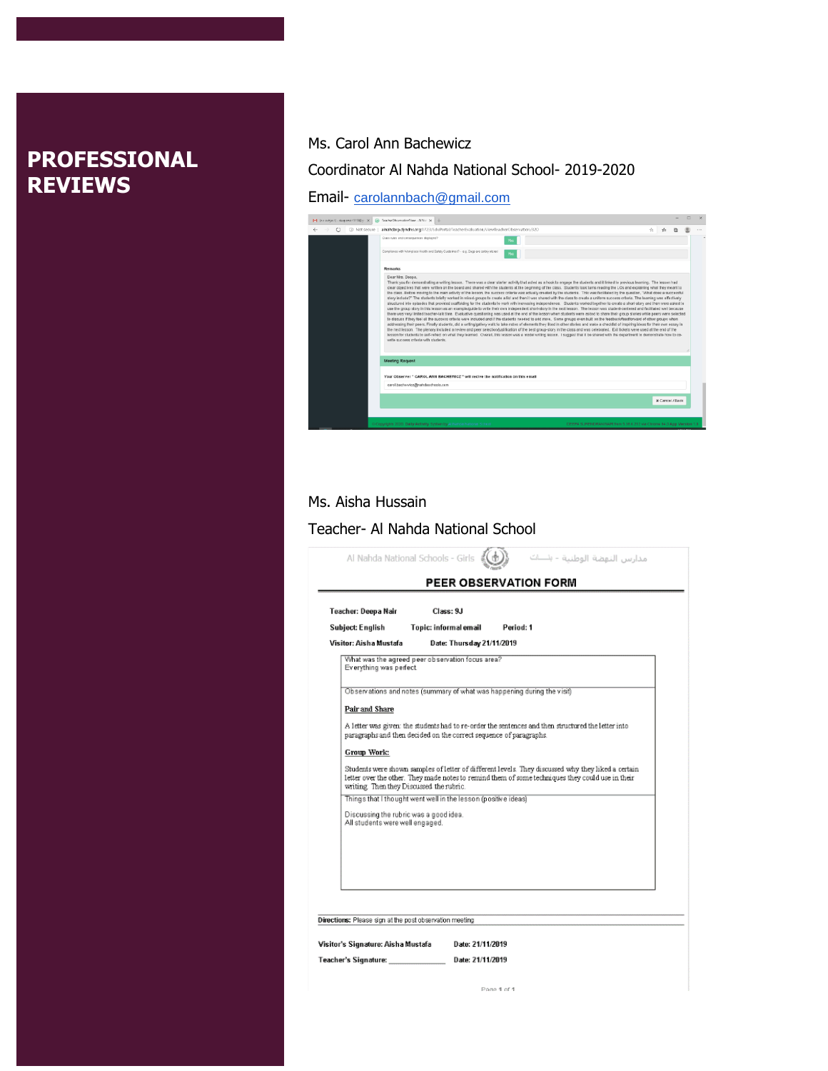# PROFESSIONAL REVIEWS

Ms. Carol Ann Bachewicz

Coordinator Al Nahda National School- 2019-2020

Email- carolannbach@gmail.com

Remarks

Dear Mrs. Deepa,

Thank you for demonstrating a writing lesson. There was a clear starter activity that acted as a hook to engage the students and it linked to previous learning. The lesson had clear objectives that were written on the board and shared with the students at the beginning of the class. Students took turns reading the LOs and explaining what they meant to the class. Before moving to the main activity of the lesson, the success criteria was actually created by the students. This was facilitated by the question, "What does a successful story include?" The students briefly worked in mixed-groups to create a list and then it was shared with the class to create a uniform success criteria. The learning was effectively structured into episodes that provided scaffolding for the students to work with increasing independence. Students worked together to create a short story and then were asked to use the group story in this lesson as an example/guide to write their own independent short-story in the next lesson. The lesson was student-centered and facilitated well because there was very limited teacher-talk time. Evaluative questioning was used at the end of the lesson when students were asked to share their group stories while peers were selected to discuss if they feel all the success criteria were included and if the students needed to add more. Some groups even built on the feedback/feedforward of other groups when addressing their peers. Finally students, did a writing/gallery walk to take notes of elements they liked in other stories and make a checklist of inspiring ideas for their own essay in the next lesson. The plenary included a review and peer selection/justification of the best group-story in the class and was celebrated. Exit tickets were used at the end of the lesson for students to self-reflect on what they learned. Overall, this lesson was a model writing lesson. I suggest that it be shared with the department to demonstrate how to co-write success criteria with students.

Ms. Aisha Hussain

Teacher- Al Nahda National School

Al Nahda National Schools - Girls    مدارس النهضة الوطنية - بنـــات

## PEER OBSERVATION FORM

**Teacher:** Deepa Nair  **Class:** 9J

**Subject:** English  **Topic:** informal email  **Period:** 1

**Visitor:** Aisha Mustafa  **Date:** Thursday 21/11/2019

What was the agreed peer observation focus area?
Everything was perfect

Observations and notes (summary of what was happening during the visit)

**Pair and Share**

A letter was given: the students had to re-order the sentences and then structured the letter into paragraphs and then decided on the correct sequence of paragraphs.

**Group Work:**

Students were shown samples of letter of different levels. They discussed why they liked a certain letter over the other. They made notes to remind them of some techniques they could use in their writing. Then they Discussed the rubric.

Things that I thought went well in the lesson (positive ideas)

Discussing the rubric was a good idea.
All students were well engaged.

**Directions:** Please sign at the post observation meeting

**Visitor's Signature:** Aisha Mustafa  **Date:** 21/11/2019

**Teacher's Signature:** ____________  **Date:** 21/11/2019